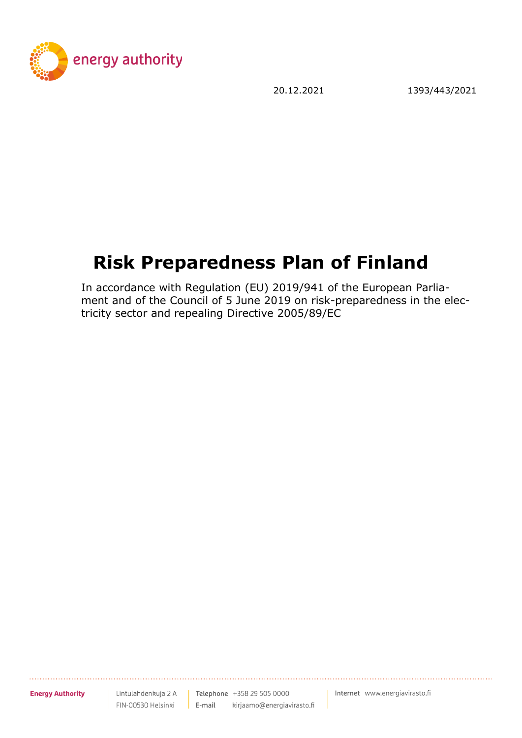energy authority

20.12.2021 1393/443/2021

# Risk Preparedness Plan of Finland

In accordance with Regulation (EU) 2019/941 of the European Parliament and of the Council of 5 June 2019 on risk-preparedness in the electricity sector and repealing Directive 2005/89/EC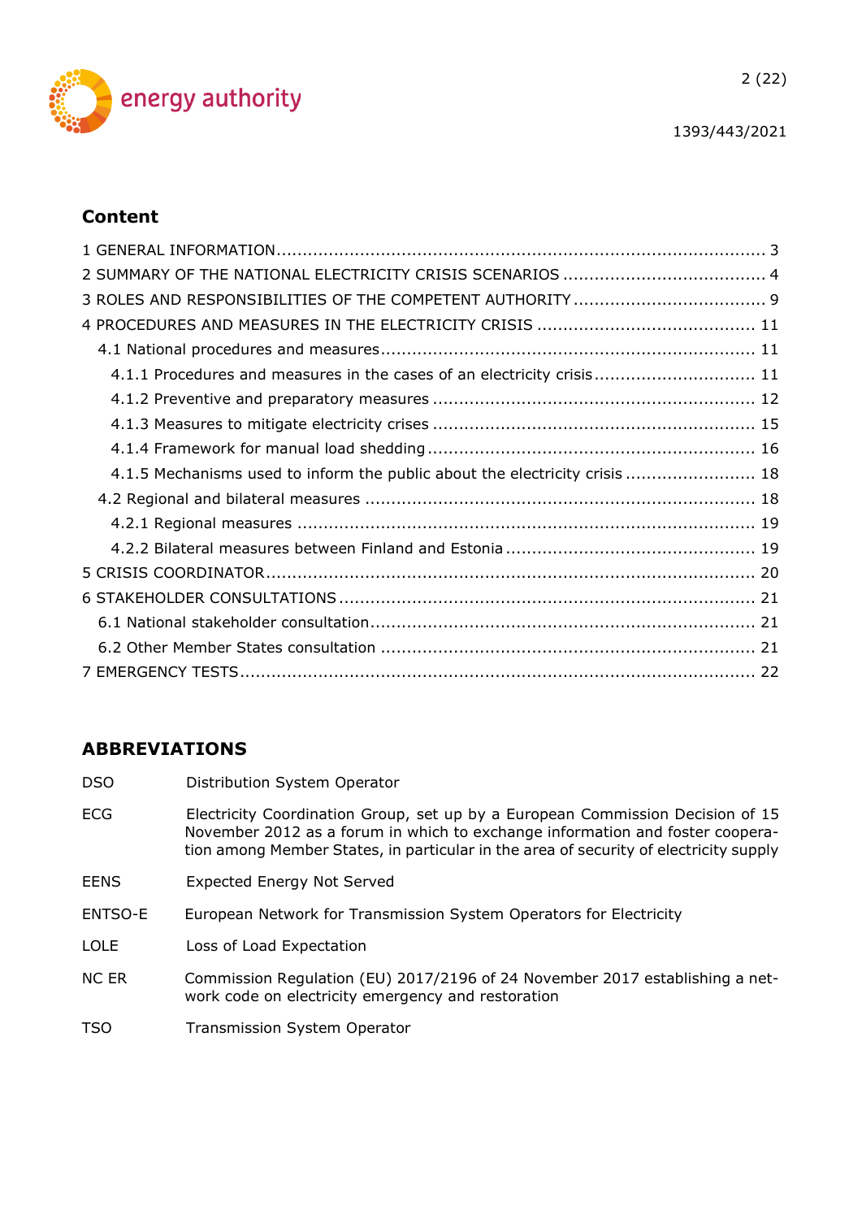## Content

1 GENERAL INFORMATION ..... 3
2 SUMMARY OF THE NATIONAL ELECTRICITY CRISIS SCENARIOS ..... 4
3 ROLES AND RESPONSIBILITIES OF THE COMPETENT AUTHORITY ..... 9
4 PROCEDURES AND MEASURES IN THE ELECTRICITY CRISIS ..... 11
- 4.1 National procedures and measures ..... 11
  - 4.1.1 Procedures and measures in the cases of an electricity crisis ..... 11
  - 4.1.2 Preventive and preparatory measures ..... 12
  - 4.1.3 Measures to mitigate electricity crises ..... 15
  - 4.1.4 Framework for manual load shedding ..... 16
  - 4.1.5 Mechanisms used to inform the public about the electricity crisis ..... 18
- 4.2 Regional and bilateral measures ..... 18
  - 4.2.1 Regional measures ..... 19
  - 4.2.2 Bilateral measures between Finland and Estonia ..... 19

5 CRISIS COORDINATOR ..... 20
6 STAKEHOLDER CONSULTATIONS ..... 21
- 6.1 National stakeholder consultation ..... 21
- 6.2 Other Member States consultation ..... 21

7 EMERGENCY TESTS ..... 22

## ABBREVIATIONS

| | |
|---|---|
| DSO | Distribution System Operator |
| ECG | Electricity Coordination Group, set up by a European Commission Decision of 15 November 2012 as a forum in which to exchange information and foster cooperation among Member States, in particular in the area of security of electricity supply |
| EENS | Expected Energy Not Served |
| ENTSO-E | European Network for Transmission System Operators for Electricity |
| LOLE | Loss of Load Expectation |
| NC ER | Commission Regulation (EU) 2017/2196 of 24 November 2017 establishing a network code on electricity emergency and restoration |
| TSO | Transmission System Operator |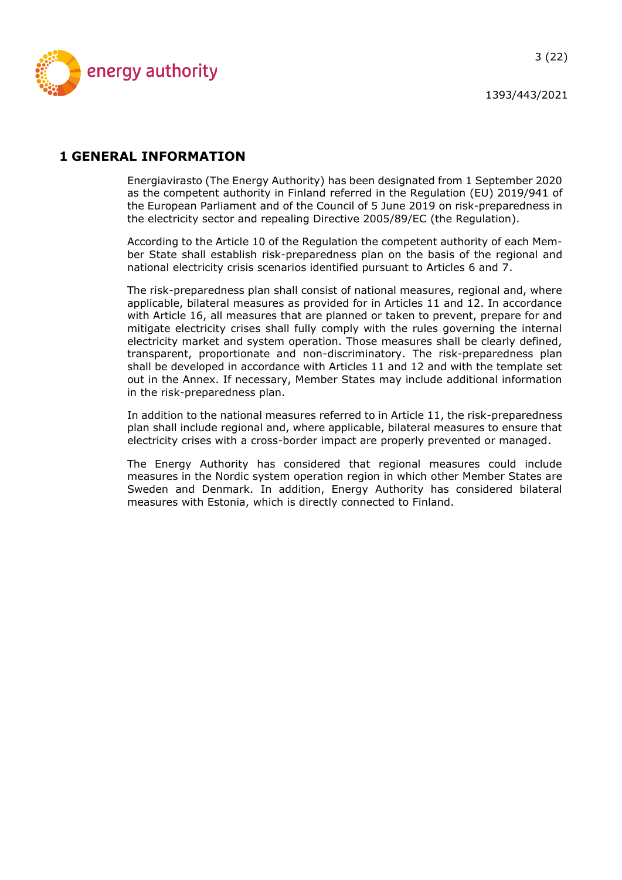# 1 GENERAL INFORMATION

Energiavirasto (The Energy Authority) has been designated from 1 September 2020 as the competent authority in Finland referred in the Regulation (EU) 2019/941 of the European Parliament and of the Council of 5 June 2019 on risk-preparedness in the electricity sector and repealing Directive 2005/89/EC (the Regulation).

According to the Article 10 of the Regulation the competent authority of each Member State shall establish risk-preparedness plan on the basis of the regional and national electricity crisis scenarios identified pursuant to Articles 6 and 7.

The risk-preparedness plan shall consist of national measures, regional and, where applicable, bilateral measures as provided for in Articles 11 and 12. In accordance with Article 16, all measures that are planned or taken to prevent, prepare for and mitigate electricity crises shall fully comply with the rules governing the internal electricity market and system operation. Those measures shall be clearly defined, transparent, proportionate and non-discriminatory. The risk-preparedness plan shall be developed in accordance with Articles 11 and 12 and with the template set out in the Annex. If necessary, Member States may include additional information in the risk-preparedness plan.

In addition to the national measures referred to in Article 11, the risk-preparedness plan shall include regional and, where applicable, bilateral measures to ensure that electricity crises with a cross-border impact are properly prevented or managed.

The Energy Authority has considered that regional measures could include measures in the Nordic system operation region in which other Member States are Sweden and Denmark. In addition, Energy Authority has considered bilateral measures with Estonia, which is directly connected to Finland.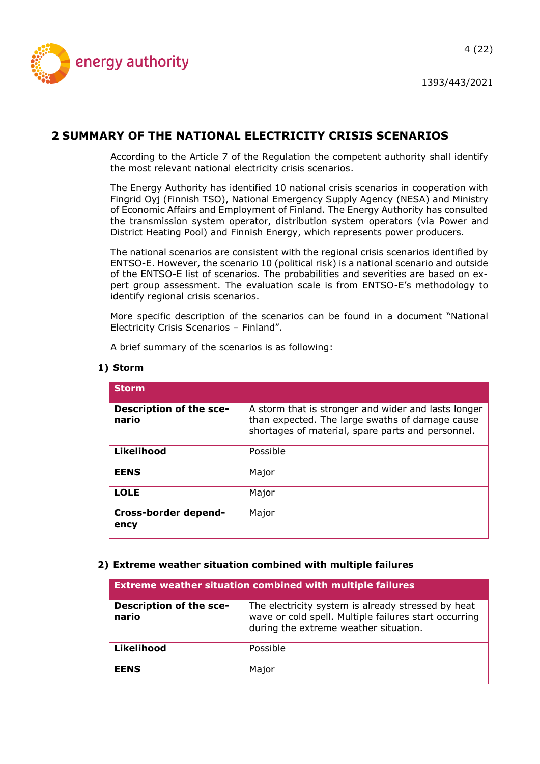## 2 SUMMARY OF THE NATIONAL ELECTRICITY CRISIS SCENARIOS

According to the Article 7 of the Regulation the competent authority shall identify the most relevant national electricity crisis scenarios.

The Energy Authority has identified 10 national crisis scenarios in cooperation with Fingrid Oyj (Finnish TSO), National Emergency Supply Agency (NESA) and Ministry of Economic Affairs and Employment of Finland. The Energy Authority has consulted the transmission system operator, distribution system operators (via Power and District Heating Pool) and Finnish Energy, which represents power producers.

The national scenarios are consistent with the regional crisis scenarios identified by ENTSO-E. However, the scenario 10 (political risk) is a national scenario and outside of the ENTSO-E list of scenarios. The probabilities and severities are based on expert group assessment. The evaluation scale is from ENTSO-E's methodology to identify regional crisis scenarios.

More specific description of the scenarios can be found in a document "National Electricity Crisis Scenarios – Finland".

A brief summary of the scenarios is as following:

**1) Storm**

| Storm | |
|---|---|
| **Description of the scenario** | A storm that is stronger and wider and lasts longer than expected. The large swaths of damage cause shortages of material, spare parts and personnel. |
| **Likelihood** | Possible |
| **EENS** | Major |
| **LOLE** | Major |
| **Cross-border dependency** | Major |

**2) Extreme weather situation combined with multiple failures**

| Extreme weather situation combined with multiple failures | |
|---|---|
| **Description of the scenario** | The electricity system is already stressed by heat wave or cold spell. Multiple failures start occurring during the extreme weather situation. |
| **Likelihood** | Possible |
| **EENS** | Major |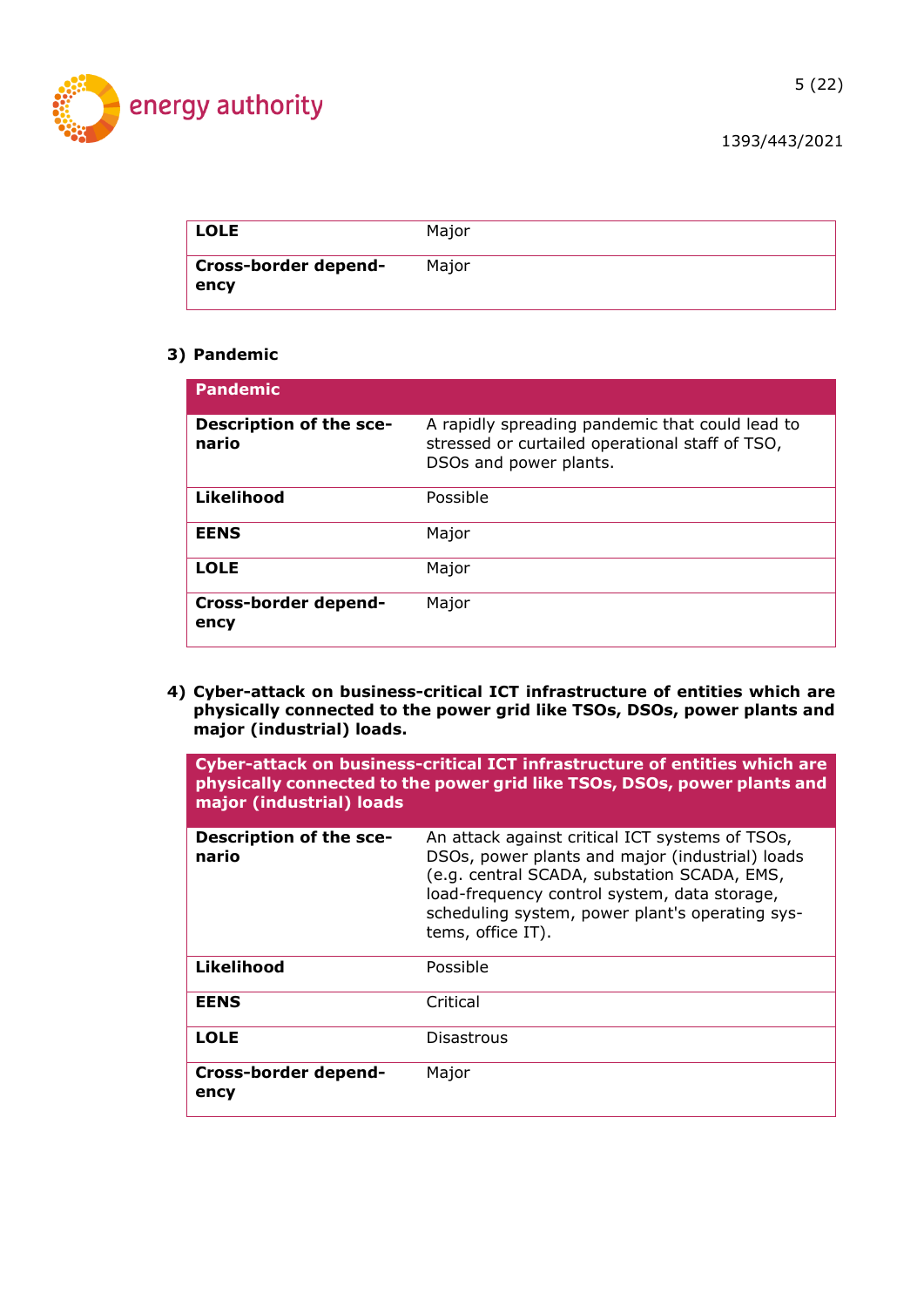| | |
|---|---|
| **LOLE** | Major |
| **Cross-border dependency** | Major |

**3) Pandemic**

| **Pandemic** | |
|---|---|
| **Description of the scenario** | A rapidly spreading pandemic that could lead to stressed or curtailed operational staff of TSO, DSOs and power plants. |
| **Likelihood** | Possible |
| **EENS** | Major |
| **LOLE** | Major |
| **Cross-border dependency** | Major |

**4) Cyber-attack on business-critical ICT infrastructure of entities which are physically connected to the power grid like TSOs, DSOs, power plants and major (industrial) loads.**

| **Cyber-attack on business-critical ICT infrastructure of entities which are physically connected to the power grid like TSOs, DSOs, power plants and major (industrial) loads** | |
|---|---|
| **Description of the scenario** | An attack against critical ICT systems of TSOs, DSOs, power plants and major (industrial) loads (e.g. central SCADA, substation SCADA, EMS, load-frequency control system, data storage, scheduling system, power plant's operating systems, office IT). |
| **Likelihood** | Possible |
| **EENS** | Critical |
| **LOLE** | Disastrous |
| **Cross-border dependency** | Major |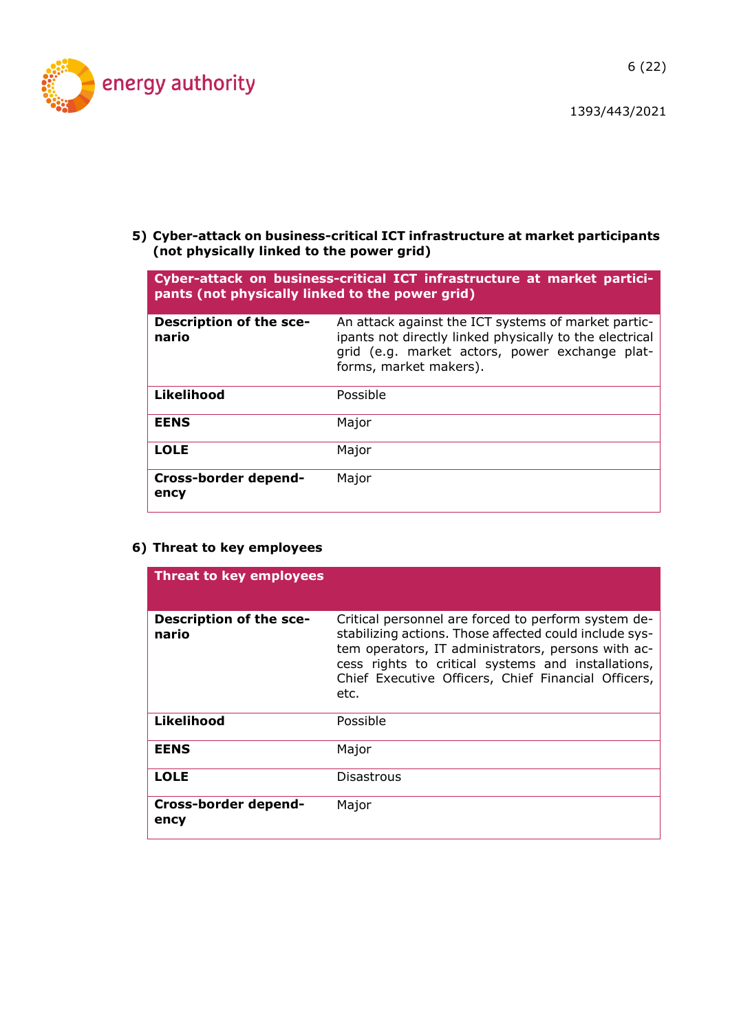**5) Cyber-attack on business-critical ICT infrastructure at market participants (not physically linked to the power grid)**

| Cyber-attack on business-critical ICT infrastructure at market participants (not physically linked to the power grid) | |
|---|---|
| **Description of the scenario** | An attack against the ICT systems of market participants not directly linked physically to the electrical grid (e.g. market actors, power exchange platforms, market makers). |
| **Likelihood** | Possible |
| **EENS** | Major |
| **LOLE** | Major |
| **Cross-border dependency** | Major |

**6) Threat to key employees**

| Threat to key employees | |
|---|---|
| **Description of the scenario** | Critical personnel are forced to perform system destabilizing actions. Those affected could include system operators, IT administrators, persons with access rights to critical systems and installations, Chief Executive Officers, Chief Financial Officers, etc. |
| **Likelihood** | Possible |
| **EENS** | Major |
| **LOLE** | Disastrous |
| **Cross-border dependency** | Major |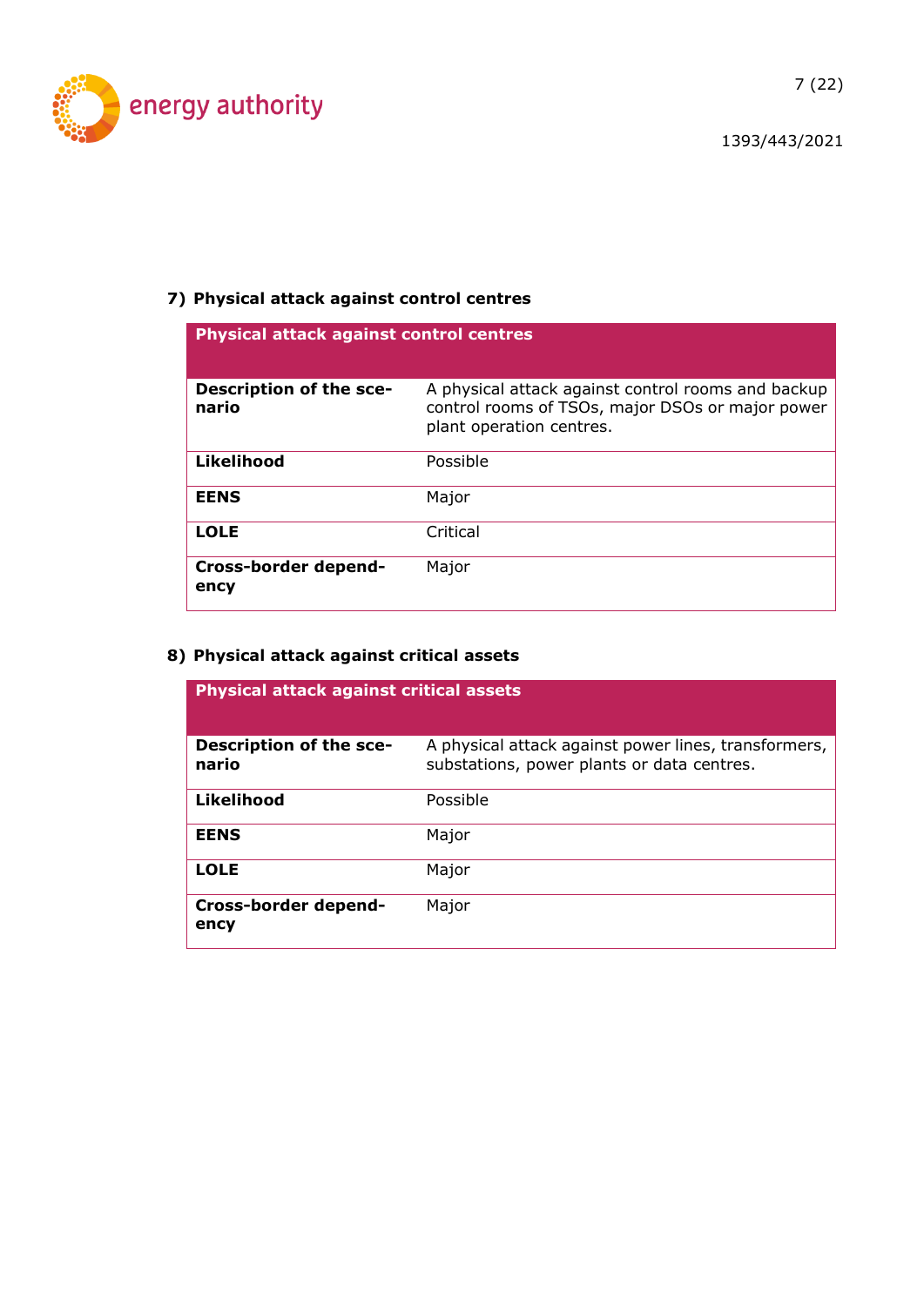### 7) Physical attack against control centres

| Physical attack against control centres | |
|---|---|
| **Description of the scenario** | A physical attack against control rooms and backup control rooms of TSOs, major DSOs or major power plant operation centres. |
| **Likelihood** | Possible |
| **EENS** | Major |
| **LOLE** | Critical |
| **Cross-border dependency** | Major |

### 8) Physical attack against critical assets

| Physical attack against critical assets | |
|---|---|
| **Description of the scenario** | A physical attack against power lines, transformers, substations, power plants or data centres. |
| **Likelihood** | Possible |
| **EENS** | Major |
| **LOLE** | Major |
| **Cross-border dependency** | Major |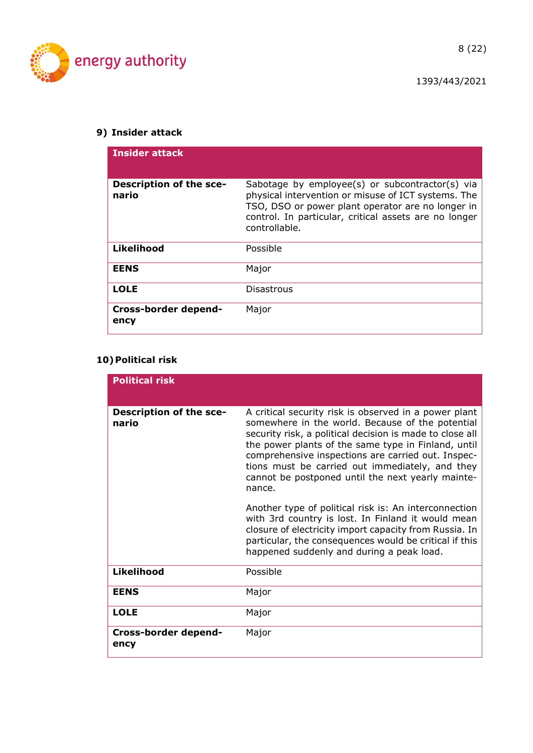### 9) Insider attack

| Insider attack | |
|---|---|
| **Description of the scenario** | Sabotage by employee(s) or subcontractor(s) via physical intervention or misuse of ICT systems. The TSO, DSO or power plant operator are no longer in control. In particular, critical assets are no longer controllable. |
| **Likelihood** | Possible |
| **EENS** | Major |
| **LOLE** | Disastrous |
| **Cross-border dependency** | Major |

### 10) Political risk

| Political risk | |
|---|---|
| **Description of the scenario** | A critical security risk is observed in a power plant somewhere in the world. Because of the potential security risk, a political decision is made to close all the power plants of the same type in Finland, until comprehensive inspections are carried out. Inspections must be carried out immediately, and they cannot be postponed until the next yearly maintenance.<br><br>Another type of political risk is: An interconnection with 3rd country is lost. In Finland it would mean closure of electricity import capacity from Russia. In particular, the consequences would be critical if this happened suddenly and during a peak load. |
| **Likelihood** | Possible |
| **EENS** | Major |
| **LOLE** | Major |
| **Cross-border dependency** | Major |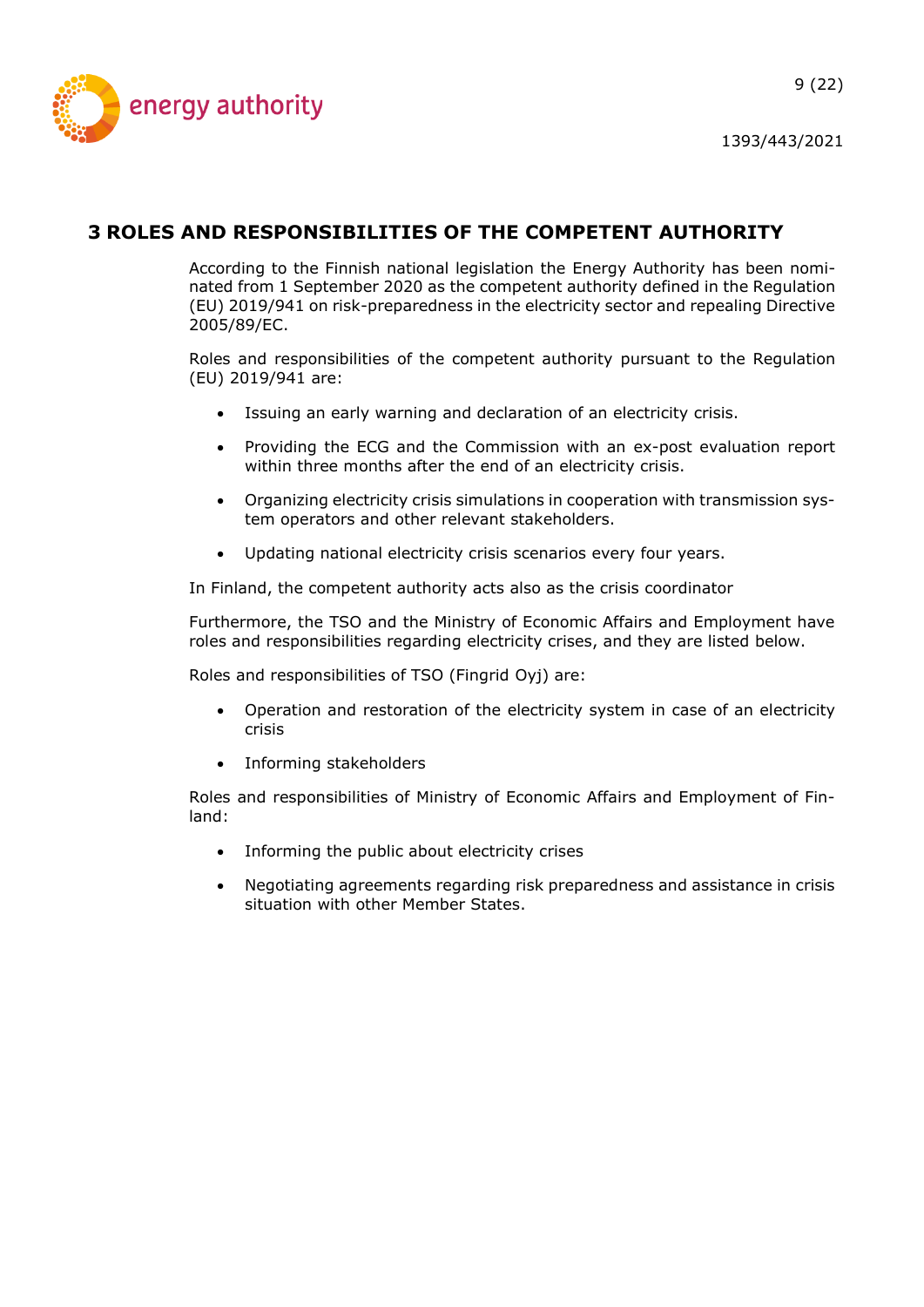# 3 ROLES AND RESPONSIBILITIES OF THE COMPETENT AUTHORITY

According to the Finnish national legislation the Energy Authority has been nominated from 1 September 2020 as the competent authority defined in the Regulation (EU) 2019/941 on risk-preparedness in the electricity sector and repealing Directive 2005/89/EC.

Roles and responsibilities of the competent authority pursuant to the Regulation (EU) 2019/941 are:

- Issuing an early warning and declaration of an electricity crisis.
- Providing the ECG and the Commission with an ex-post evaluation report within three months after the end of an electricity crisis.
- Organizing electricity crisis simulations in cooperation with transmission system operators and other relevant stakeholders.
- Updating national electricity crisis scenarios every four years.

In Finland, the competent authority acts also as the crisis coordinator

Furthermore, the TSO and the Ministry of Economic Affairs and Employment have roles and responsibilities regarding electricity crises, and they are listed below.

Roles and responsibilities of TSO (Fingrid Oyj) are:

- Operation and restoration of the electricity system in case of an electricity crisis
- Informing stakeholders

Roles and responsibilities of Ministry of Economic Affairs and Employment of Finland:

- Informing the public about electricity crises
- Negotiating agreements regarding risk preparedness and assistance in crisis situation with other Member States.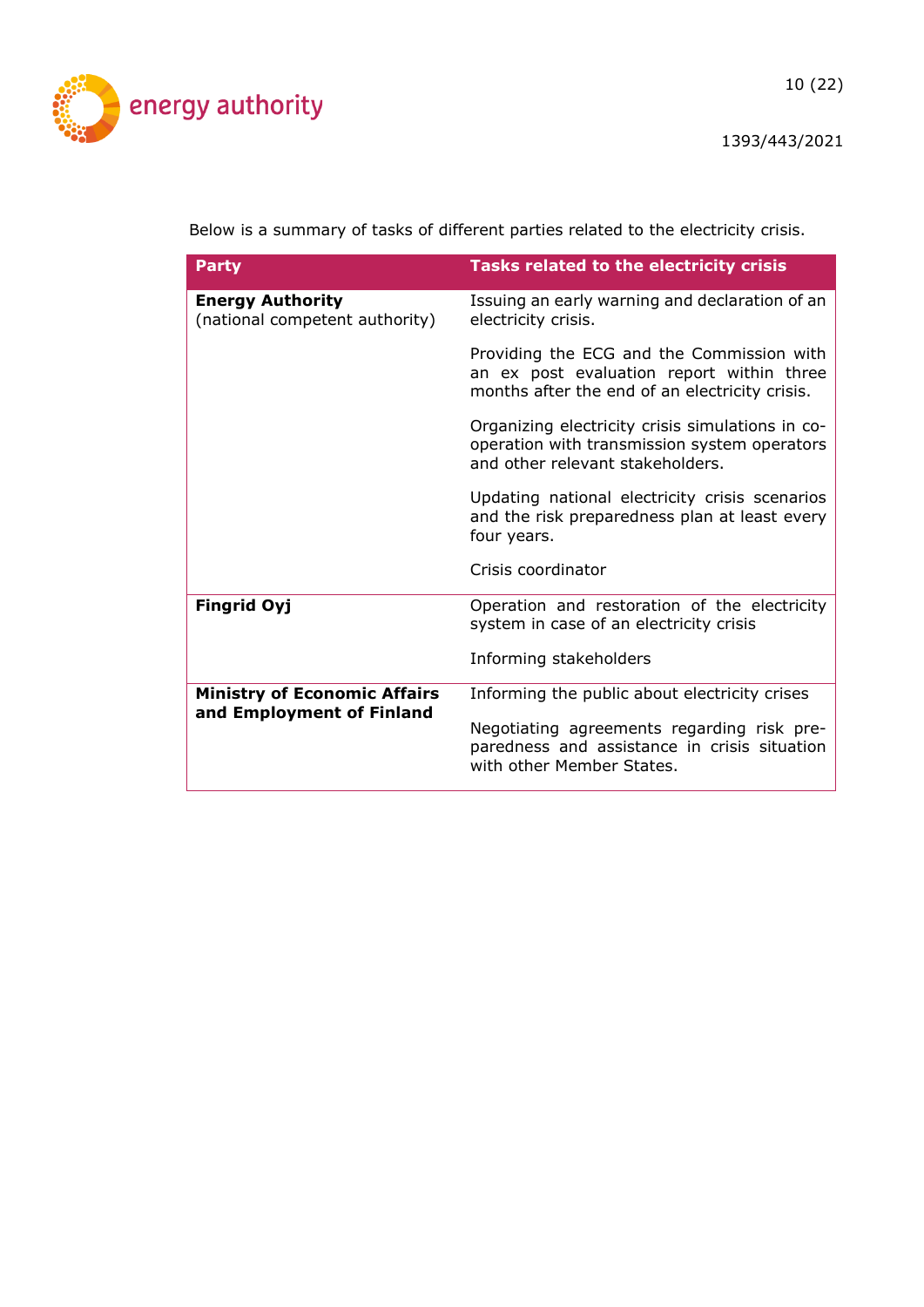Below is a summary of tasks of different parties related to the electricity crisis.

| Party | Tasks related to the electricity crisis |
| --- | --- |
| **Energy Authority** (national competent authority) | Issuing an early warning and declaration of an electricity crisis.<br><br>Providing the ECG and the Commission with an ex post evaluation report within three months after the end of an electricity crisis.<br><br>Organizing electricity crisis simulations in co-operation with transmission system operators and other relevant stakeholders.<br><br>Updating national electricity crisis scenarios and the risk preparedness plan at least every four years.<br><br>Crisis coordinator |
| **Fingrid Oyj** | Operation and restoration of the electricity system in case of an electricity crisis<br><br>Informing stakeholders |
| **Ministry of Economic Affairs and Employment of Finland** | Informing the public about electricity crises<br><br>Negotiating agreements regarding risk preparedness and assistance in crisis situation with other Member States. |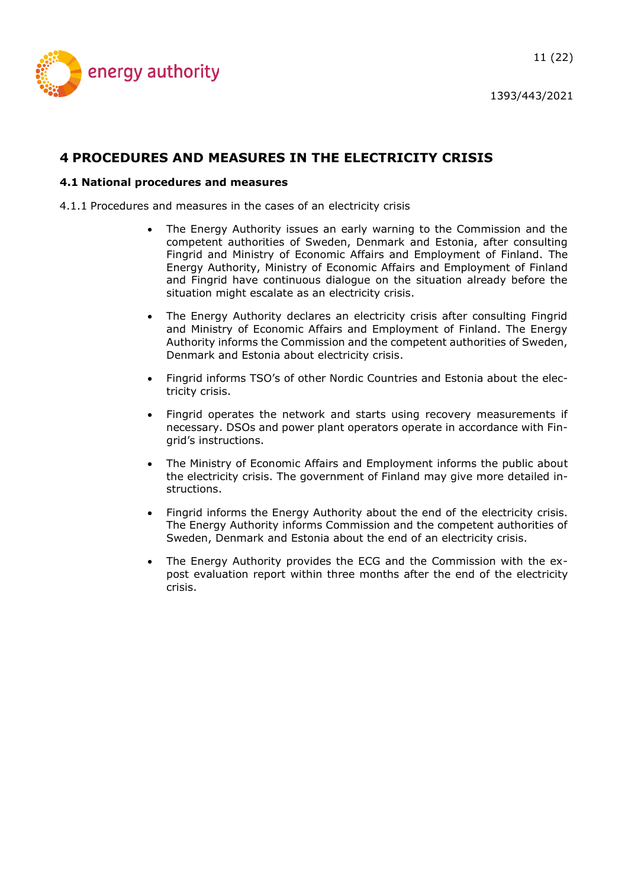# 4 PROCEDURES AND MEASURES IN THE ELECTRICITY CRISIS

## 4.1 National procedures and measures

4.1.1 Procedures and measures in the cases of an electricity crisis

- The Energy Authority issues an early warning to the Commission and the competent authorities of Sweden, Denmark and Estonia, after consulting Fingrid and Ministry of Economic Affairs and Employment of Finland. The Energy Authority, Ministry of Economic Affairs and Employment of Finland and Fingrid have continuous dialogue on the situation already before the situation might escalate as an electricity crisis.

- The Energy Authority declares an electricity crisis after consulting Fingrid and Ministry of Economic Affairs and Employment of Finland. The Energy Authority informs the Commission and the competent authorities of Sweden, Denmark and Estonia about electricity crisis.

- Fingrid informs TSO's of other Nordic Countries and Estonia about the electricity crisis.

- Fingrid operates the network and starts using recovery measurements if necessary. DSOs and power plant operators operate in accordance with Fingrid's instructions.

- The Ministry of Economic Affairs and Employment informs the public about the electricity crisis. The government of Finland may give more detailed instructions.

- Fingrid informs the Energy Authority about the end of the electricity crisis. The Energy Authority informs Commission and the competent authorities of Sweden, Denmark and Estonia about the end of an electricity crisis.

- The Energy Authority provides the ECG and the Commission with the ex-post evaluation report within three months after the end of the electricity crisis.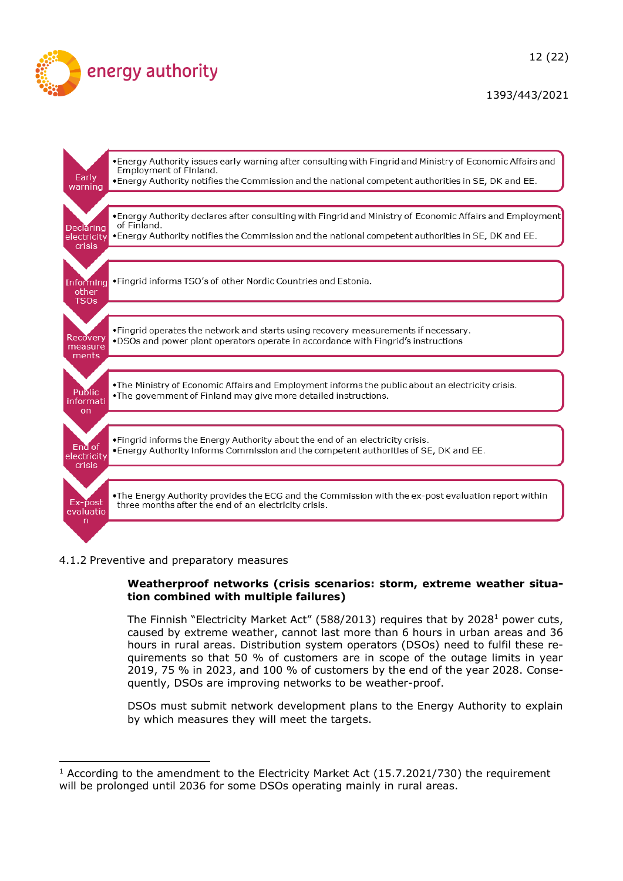| Step | Actions |
| --- | --- |
| Early warning | •Energy Authority issues early warning after consulting with Fingrid and Ministry of Economic Affairs and Employment of Finland. •Energy Authority notifies the Commission and the national competent authorities in SE, DK and EE. |
| Declaring electricity crisis | •Energy Authority declares after consulting with Fingrid and Ministry of Economic Affairs and Employment of Finland. •Energy Authority notifies the Commission and the national competent authorities in SE, DK and EE. |
| Informing other TSOs | •Fingrid informs TSO's of other Nordic Countries and Estonia. |
| Recovery measurements | •Fingrid operates the network and starts using recovery measurements if necessary. •DSOs and power plant operators operate in accordance with Fingrid's instructions |
| Public information | •The Ministry of Economic Affairs and Employment informs the public about an electricity crisis. •The government of Finland may give more detailed instructions. |
| End of electricity crisis | •Fingrid informs the Energy Authority about the end of an electricity crisis. •Energy Authority informs Commission and the competent authorities of SE, DK and EE. |
| Ex-post evaluation | •The Energy Authority provides the ECG and the Commission with the ex-post evaluation report within three months after the end of an electricity crisis. |

### 4.1.2 Preventive and preparatory measures

**Weatherproof networks (crisis scenarios: storm, extreme weather situation combined with multiple failures)**

The Finnish "Electricity Market Act" (588/2013) requires that by 2028[1] power cuts, caused by extreme weather, cannot last more than 6 hours in urban areas and 36 hours in rural areas. Distribution system operators (DSOs) need to fulfil these requirements so that 50 % of customers are in scope of the outage limits in year 2019, 75 % in 2023, and 100 % of customers by the end of the year 2028. Consequently, DSOs are improving networks to be weather-proof.

DSOs must submit network development plans to the Energy Authority to explain by which measures they will meet the targets.

[1] According to the amendment to the Electricity Market Act (15.7.2021/730) the requirement will be prolonged until 2036 for some DSOs operating mainly in rural areas.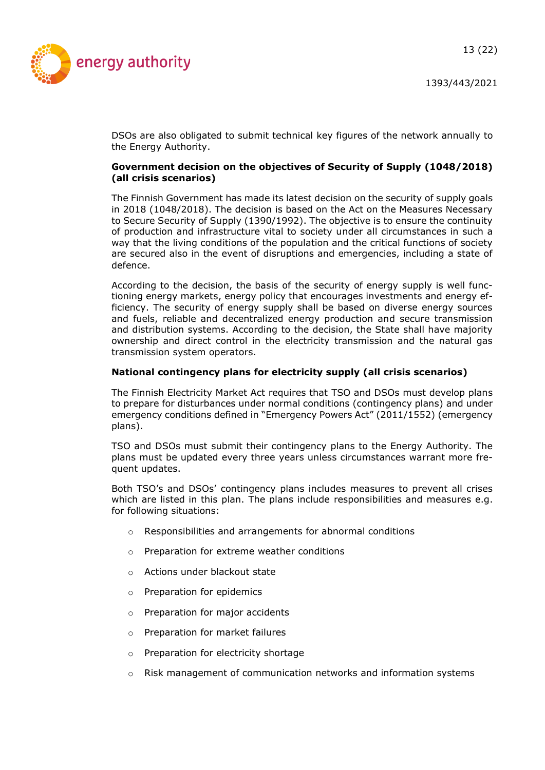DSOs are also obligated to submit technical key figures of the network annually to the Energy Authority.

**Government decision on the objectives of Security of Supply (1048/2018) (all crisis scenarios)**

The Finnish Government has made its latest decision on the security of supply goals in 2018 (1048/2018). The decision is based on the Act on the Measures Necessary to Secure Security of Supply (1390/1992). The objective is to ensure the continuity of production and infrastructure vital to society under all circumstances in such a way that the living conditions of the population and the critical functions of society are secured also in the event of disruptions and emergencies, including a state of defence.

According to the decision, the basis of the security of energy supply is well functioning energy markets, energy policy that encourages investments and energy efficiency. The security of energy supply shall be based on diverse energy sources and fuels, reliable and decentralized energy production and secure transmission and distribution systems. According to the decision, the State shall have majority ownership and direct control in the electricity transmission and the natural gas transmission system operators.

**National contingency plans for electricity supply (all crisis scenarios)**

The Finnish Electricity Market Act requires that TSO and DSOs must develop plans to prepare for disturbances under normal conditions (contingency plans) and under emergency conditions defined in "Emergency Powers Act" (2011/1552) (emergency plans).

TSO and DSOs must submit their contingency plans to the Energy Authority. The plans must be updated every three years unless circumstances warrant more frequent updates.

Both TSO's and DSOs' contingency plans includes measures to prevent all crises which are listed in this plan. The plans include responsibilities and measures e.g. for following situations:

- Responsibilities and arrangements for abnormal conditions
- Preparation for extreme weather conditions
- Actions under blackout state
- Preparation for epidemics
- Preparation for major accidents
- Preparation for market failures
- Preparation for electricity shortage
- Risk management of communication networks and information systems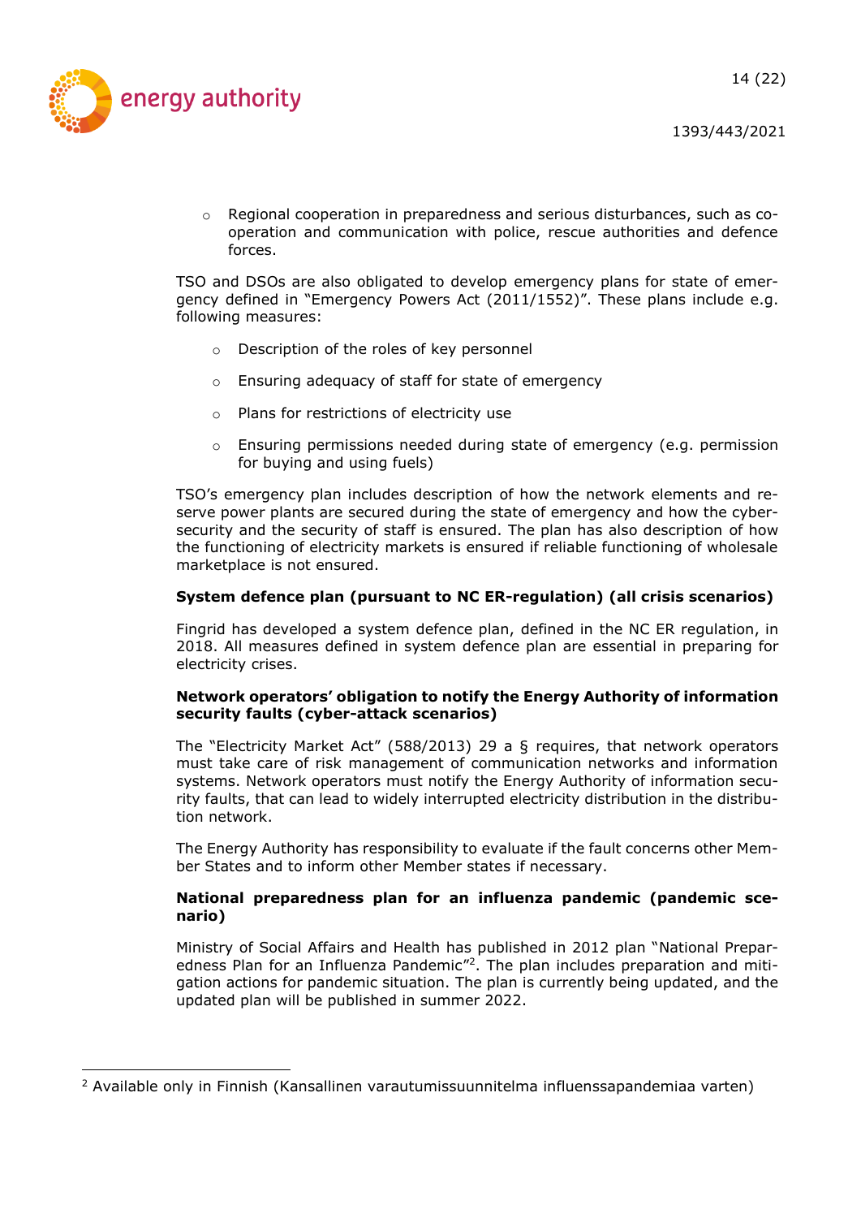- Regional cooperation in preparedness and serious disturbances, such as co-operation and communication with police, rescue authorities and defence forces.

TSO and DSOs are also obligated to develop emergency plans for state of emergency defined in "Emergency Powers Act (2011/1552)". These plans include e.g. following measures:

- Description of the roles of key personnel
- Ensuring adequacy of staff for state of emergency
- Plans for restrictions of electricity use
- Ensuring permissions needed during state of emergency (e.g. permission for buying and using fuels)

TSO's emergency plan includes description of how the network elements and reserve power plants are secured during the state of emergency and how the cyber-security and the security of staff is ensured. The plan has also description of how the functioning of electricity markets is ensured if reliable functioning of wholesale marketplace is not ensured.

**System defence plan (pursuant to NC ER-regulation) (all crisis scenarios)**

Fingrid has developed a system defence plan, defined in the NC ER regulation, in 2018. All measures defined in system defence plan are essential in preparing for electricity crises.

**Network operators' obligation to notify the Energy Authority of information security faults (cyber-attack scenarios)**

The "Electricity Market Act" (588/2013) 29 a § requires, that network operators must take care of risk management of communication networks and information systems. Network operators must notify the Energy Authority of information security faults, that can lead to widely interrupted electricity distribution in the distribution network.

The Energy Authority has responsibility to evaluate if the fault concerns other Member States and to inform other Member states if necessary.

**National preparedness plan for an influenza pandemic (pandemic scenario)**

Ministry of Social Affairs and Health has published in 2012 plan "National Preparedness Plan for an Influenza Pandemic"[2]. The plan includes preparation and mitigation actions for pandemic situation. The plan is currently being updated, and the updated plan will be published in summer 2022.

[2] Available only in Finnish (Kansallinen varautumissuunnitelma influenssapandemiaa varten)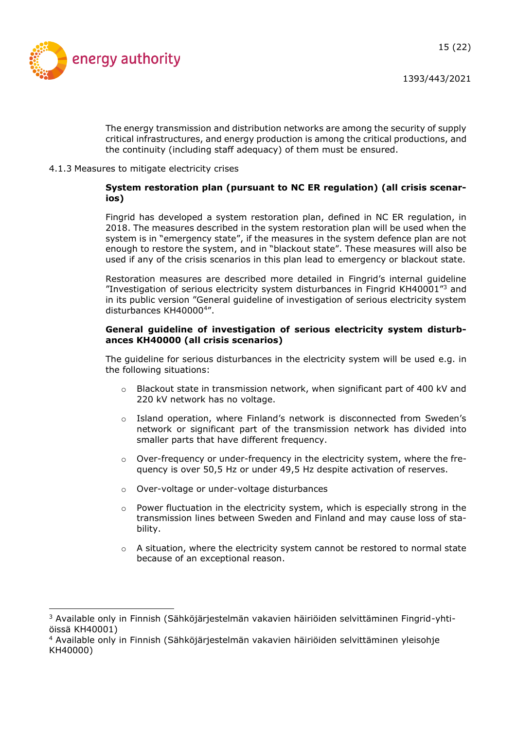The energy transmission and distribution networks are among the security of supply critical infrastructures, and energy production is among the critical productions, and the continuity (including staff adequacy) of them must be ensured.

### 4.1.3 Measures to mitigate electricity crises

**System restoration plan (pursuant to NC ER regulation) (all crisis scenarios)**

Fingrid has developed a system restoration plan, defined in NC ER regulation, in 2018. The measures described in the system restoration plan will be used when the system is in "emergency state", if the measures in the system defence plan are not enough to restore the system, and in "blackout state". These measures will also be used if any of the crisis scenarios in this plan lead to emergency or blackout state.

Restoration measures are described more detailed in Fingrid's internal guideline ″Investigation of serious electricity system disturbances in Fingrid KH40001″[3] and in its public version ″General guideline of investigation of serious electricity system disturbances KH40000[4]″.

**General guideline of investigation of serious electricity system disturbances KH40000 (all crisis scenarios)**

The guideline for serious disturbances in the electricity system will be used e.g. in the following situations:

- Blackout state in transmission network, when significant part of 400 kV and 220 kV network has no voltage.
- Island operation, where Finland's network is disconnected from Sweden's network or significant part of the transmission network has divided into smaller parts that have different frequency.
- Over-frequency or under-frequency in the electricity system, where the frequency is over 50,5 Hz or under 49,5 Hz despite activation of reserves.
- Over-voltage or under-voltage disturbances
- Power fluctuation in the electricity system, which is especially strong in the transmission lines between Sweden and Finland and may cause loss of stability.
- A situation, where the electricity system cannot be restored to normal state because of an exceptional reason.

---

[3] Available only in Finnish (Sähköjärjestelmän vakavien häiriöiden selvittäminen Fingrid-yhtiöissä KH40001)

[4] Available only in Finnish (Sähköjärjestelmän vakavien häiriöiden selvittäminen yleisohje KH40000)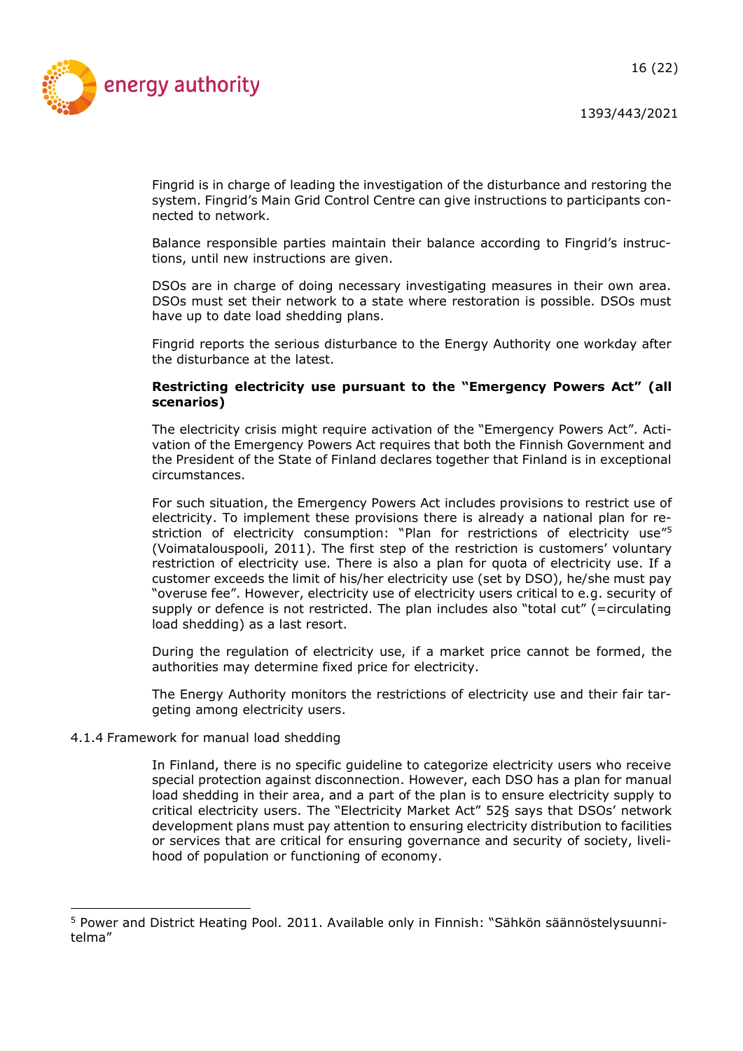Fingrid is in charge of leading the investigation of the disturbance and restoring the system. Fingrid's Main Grid Control Centre can give instructions to participants connected to network.

Balance responsible parties maintain their balance according to Fingrid's instructions, until new instructions are given.

DSOs are in charge of doing necessary investigating measures in their own area. DSOs must set their network to a state where restoration is possible. DSOs must have up to date load shedding plans.

Fingrid reports the serious disturbance to the Energy Authority one workday after the disturbance at the latest.

**Restricting electricity use pursuant to the "Emergency Powers Act" (all scenarios)**

The electricity crisis might require activation of the "Emergency Powers Act". Activation of the Emergency Powers Act requires that both the Finnish Government and the President of the State of Finland declares together that Finland is in exceptional circumstances.

For such situation, the Emergency Powers Act includes provisions to restrict use of electricity. To implement these provisions there is already a national plan for restriction of electricity consumption: "Plan for restrictions of electricity use"[5] (Voimatalouspooli, 2011). The first step of the restriction is customers' voluntary restriction of electricity use. There is also a plan for quota of electricity use. If a customer exceeds the limit of his/her electricity use (set by DSO), he/she must pay "overuse fee". However, electricity use of electricity users critical to e.g. security of supply or defence is not restricted. The plan includes also "total cut" (=circulating load shedding) as a last resort.

During the regulation of electricity use, if a market price cannot be formed, the authorities may determine fixed price for electricity.

The Energy Authority monitors the restrictions of electricity use and their fair targeting among electricity users.

### 4.1.4 Framework for manual load shedding

In Finland, there is no specific guideline to categorize electricity users who receive special protection against disconnection. However, each DSO has a plan for manual load shedding in their area, and a part of the plan is to ensure electricity supply to critical electricity users. The "Electricity Market Act" 52§ says that DSOs' network development plans must pay attention to ensuring electricity distribution to facilities or services that are critical for ensuring governance and security of society, livelihood of population or functioning of economy.

---

[5] Power and District Heating Pool. 2011. Available only in Finnish: "Sähkön säännöstelysuunnitelma"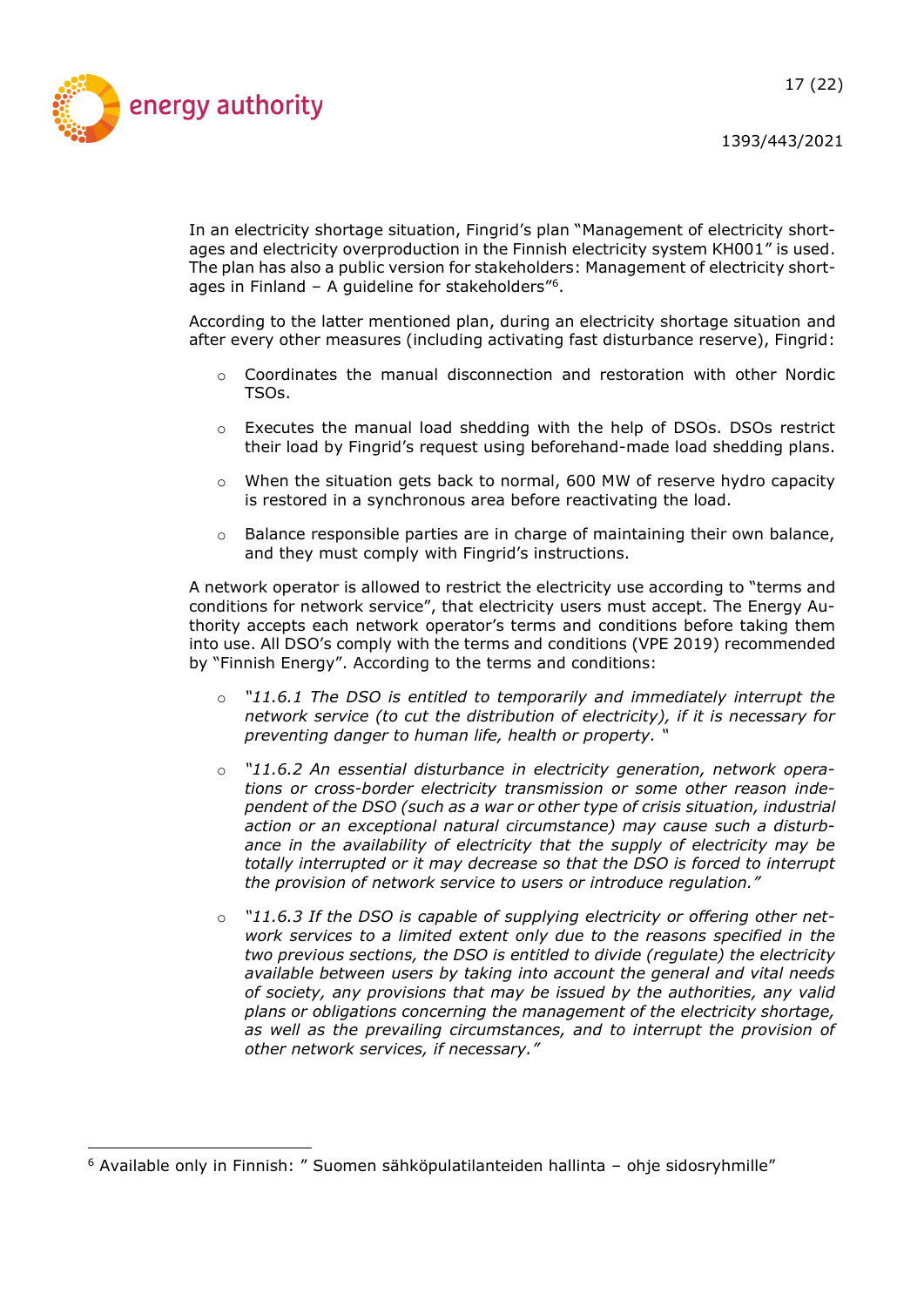In an electricity shortage situation, Fingrid's plan "Management of electricity shortages and electricity overproduction in the Finnish electricity system KH001" is used. The plan has also a public version for stakeholders: Management of electricity shortages in Finland – A guideline for stakeholders"[6].

According to the latter mentioned plan, during an electricity shortage situation and after every other measures (including activating fast disturbance reserve), Fingrid:

- Coordinates the manual disconnection and restoration with other Nordic TSOs.
- Executes the manual load shedding with the help of DSOs. DSOs restrict their load by Fingrid's request using beforehand-made load shedding plans.
- When the situation gets back to normal, 600 MW of reserve hydro capacity is restored in a synchronous area before reactivating the load.
- Balance responsible parties are in charge of maintaining their own balance, and they must comply with Fingrid's instructions.

A network operator is allowed to restrict the electricity use according to "terms and conditions for network service", that electricity users must accept. The Energy Authority accepts each network operator's terms and conditions before taking them into use. All DSO's comply with the terms and conditions (VPE 2019) recommended by "Finnish Energy". According to the terms and conditions:

- *"11.6.1 The DSO is entitled to temporarily and immediately interrupt the network service (to cut the distribution of electricity), if it is necessary for preventing danger to human life, health or property. "*
- *"11.6.2 An essential disturbance in electricity generation, network operations or cross-border electricity transmission or some other reason independent of the DSO (such as a war or other type of crisis situation, industrial action or an exceptional natural circumstance) may cause such a disturbance in the availability of electricity that the supply of electricity may be totally interrupted or it may decrease so that the DSO is forced to interrupt the provision of network service to users or introduce regulation."*
- *"11.6.3 If the DSO is capable of supplying electricity or offering other network services to a limited extent only due to the reasons specified in the two previous sections, the DSO is entitled to divide (regulate) the electricity available between users by taking into account the general and vital needs of society, any provisions that may be issued by the authorities, any valid plans or obligations concerning the management of the electricity shortage, as well as the prevailing circumstances, and to interrupt the provision of other network services, if necessary."*

---

[6] Available only in Finnish: " Suomen sähköpulatilanteiden hallinta – ohje sidosryhmille"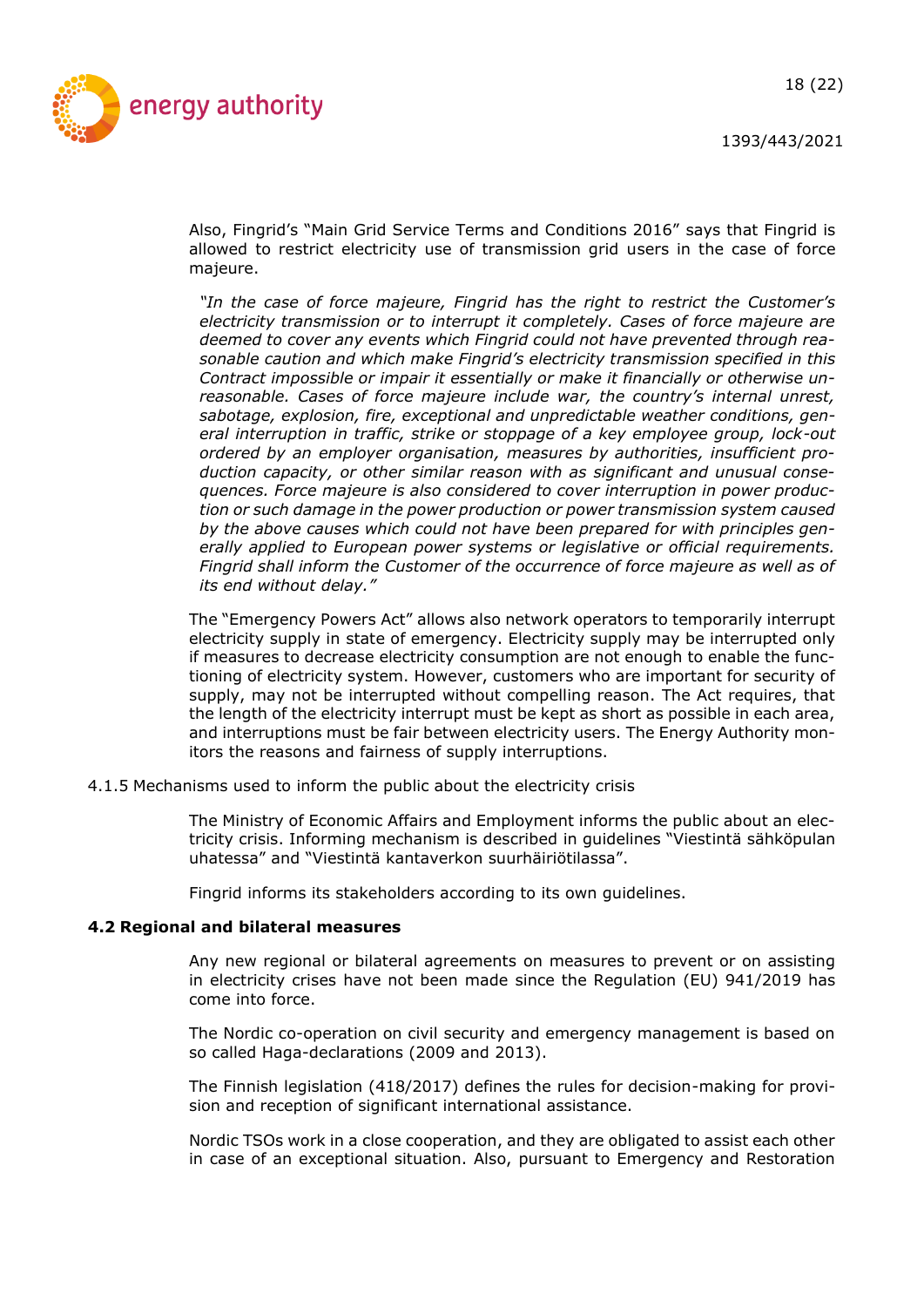Also, Fingrid's "Main Grid Service Terms and Conditions 2016" says that Fingrid is allowed to restrict electricity use of transmission grid users in the case of force majeure.

*"In the case of force majeure, Fingrid has the right to restrict the Customer's electricity transmission or to interrupt it completely. Cases of force majeure are deemed to cover any events which Fingrid could not have prevented through reasonable caution and which make Fingrid's electricity transmission specified in this Contract impossible or impair it essentially or make it financially or otherwise unreasonable. Cases of force majeure include war, the country's internal unrest, sabotage, explosion, fire, exceptional and unpredictable weather conditions, general interruption in traffic, strike or stoppage of a key employee group, lock-out ordered by an employer organisation, measures by authorities, insufficient production capacity, or other similar reason with as significant and unusual consequences. Force majeure is also considered to cover interruption in power production or such damage in the power production or power transmission system caused by the above causes which could not have been prepared for with principles generally applied to European power systems or legislative or official requirements. Fingrid shall inform the Customer of the occurrence of force majeure as well as of its end without delay."*

The "Emergency Powers Act" allows also network operators to temporarily interrupt electricity supply in state of emergency. Electricity supply may be interrupted only if measures to decrease electricity consumption are not enough to enable the functioning of electricity system. However, customers who are important for security of supply, may not be interrupted without compelling reason. The Act requires, that the length of the electricity interrupt must be kept as short as possible in each area, and interruptions must be fair between electricity users. The Energy Authority monitors the reasons and fairness of supply interruptions.

#### 4.1.5 Mechanisms used to inform the public about the electricity crisis

The Ministry of Economic Affairs and Employment informs the public about an electricity crisis. Informing mechanism is described in guidelines "Viestintä sähköpulan uhatessa" and "Viestintä kantaverkon suurhäiriötilassa".

Fingrid informs its stakeholders according to its own guidelines.

### 4.2 Regional and bilateral measures

Any new regional or bilateral agreements on measures to prevent or on assisting in electricity crises have not been made since the Regulation (EU) 941/2019 has come into force.

The Nordic co-operation on civil security and emergency management is based on so called Haga-declarations (2009 and 2013).

The Finnish legislation (418/2017) defines the rules for decision-making for provision and reception of significant international assistance.

Nordic TSOs work in a close cooperation, and they are obligated to assist each other in case of an exceptional situation. Also, pursuant to Emergency and Restoration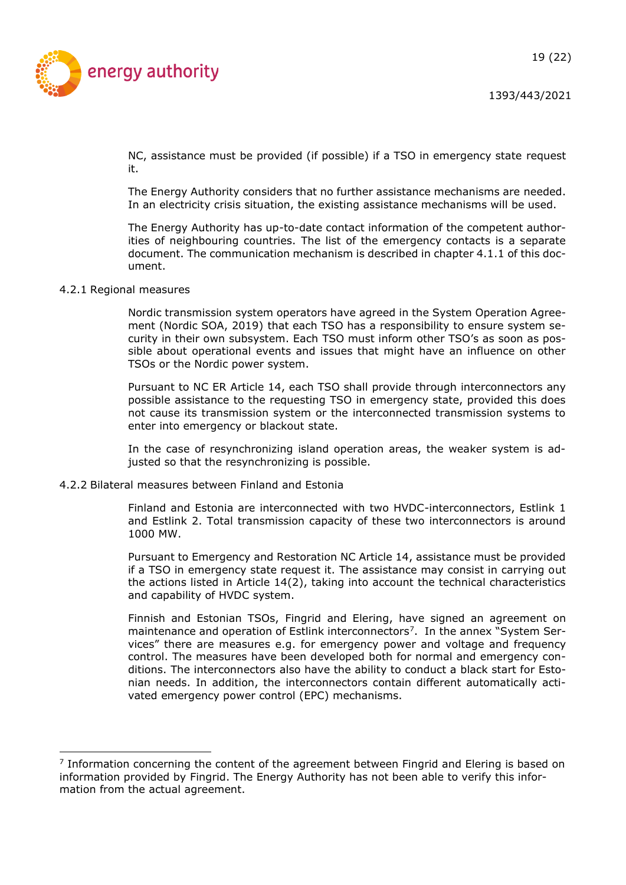NC, assistance must be provided (if possible) if a TSO in emergency state request it.

The Energy Authority considers that no further assistance mechanisms are needed. In an electricity crisis situation, the existing assistance mechanisms will be used.

The Energy Authority has up-to-date contact information of the competent authorities of neighbouring countries. The list of the emergency contacts is a separate document. The communication mechanism is described in chapter 4.1.1 of this document.

### 4.2.1 Regional measures

Nordic transmission system operators have agreed in the System Operation Agreement (Nordic SOA, 2019) that each TSO has a responsibility to ensure system security in their own subsystem. Each TSO must inform other TSO's as soon as possible about operational events and issues that might have an influence on other TSOs or the Nordic power system.

Pursuant to NC ER Article 14, each TSO shall provide through interconnectors any possible assistance to the requesting TSO in emergency state, provided this does not cause its transmission system or the interconnected transmission systems to enter into emergency or blackout state.

In the case of resynchronizing island operation areas, the weaker system is adjusted so that the resynchronizing is possible.

### 4.2.2 Bilateral measures between Finland and Estonia

Finland and Estonia are interconnected with two HVDC-interconnectors, Estlink 1 and Estlink 2. Total transmission capacity of these two interconnectors is around 1000 MW.

Pursuant to Emergency and Restoration NC Article 14, assistance must be provided if a TSO in emergency state request it. The assistance may consist in carrying out the actions listed in Article 14(2), taking into account the technical characteristics and capability of HVDC system.

Finnish and Estonian TSOs, Fingrid and Elering, have signed an agreement on maintenance and operation of Estlink interconnectors[7]. In the annex "System Services" there are measures e.g. for emergency power and voltage and frequency control. The measures have been developed both for normal and emergency conditions. The interconnectors also have the ability to conduct a black start for Estonian needs. In addition, the interconnectors contain different automatically activated emergency power control (EPC) mechanisms.

---

[7] Information concerning the content of the agreement between Fingrid and Elering is based on information provided by Fingrid. The Energy Authority has not been able to verify this information from the actual agreement.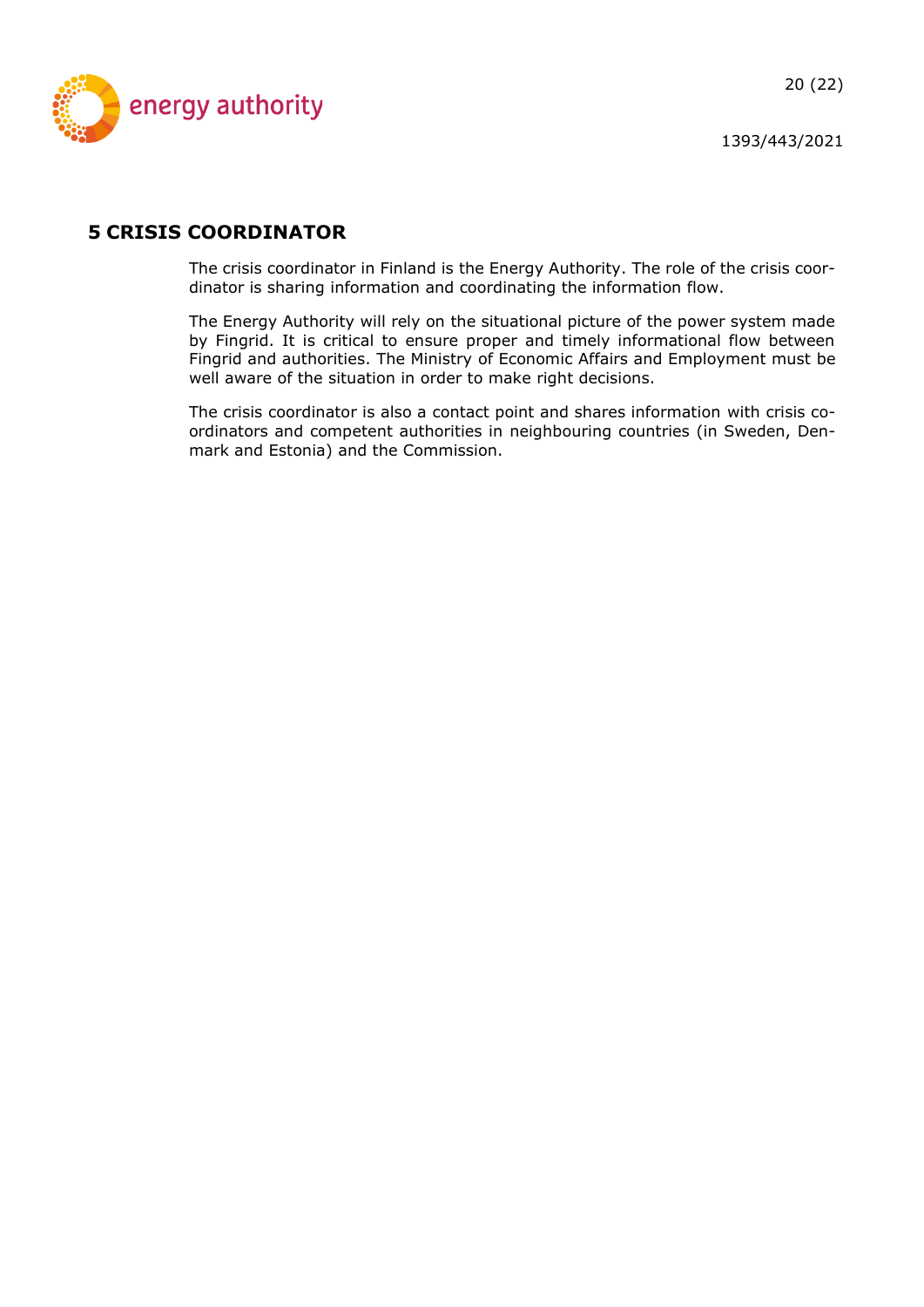# 5 CRISIS COORDINATOR

The crisis coordinator in Finland is the Energy Authority. The role of the crisis coordinator is sharing information and coordinating the information flow.

The Energy Authority will rely on the situational picture of the power system made by Fingrid. It is critical to ensure proper and timely informational flow between Fingrid and authorities. The Ministry of Economic Affairs and Employment must be well aware of the situation in order to make right decisions.

The crisis coordinator is also a contact point and shares information with crisis coordinators and competent authorities in neighbouring countries (in Sweden, Denmark and Estonia) and the Commission.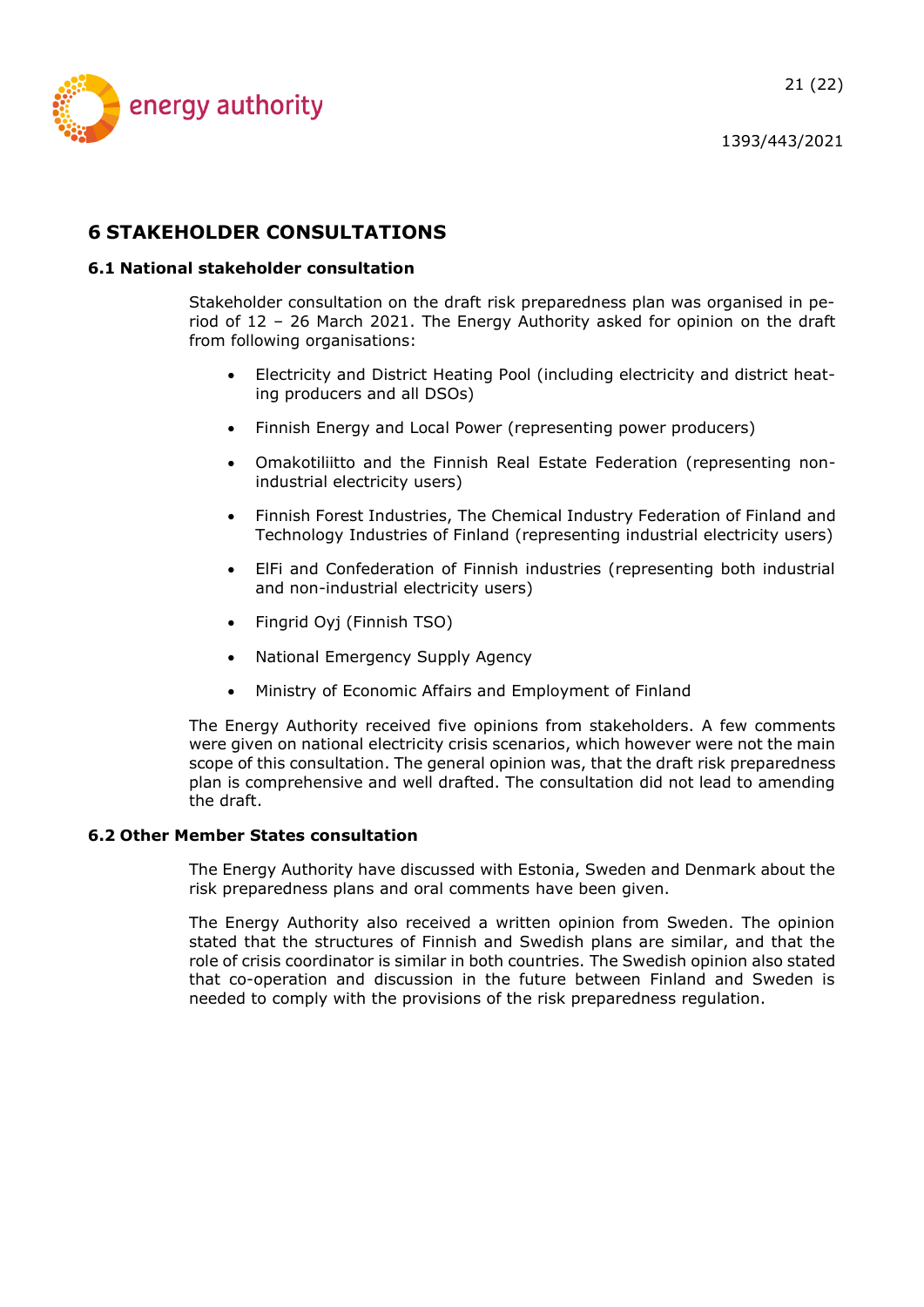# 6 STAKEHOLDER CONSULTATIONS

## 6.1 National stakeholder consultation

Stakeholder consultation on the draft risk preparedness plan was organised in period of 12 – 26 March 2021. The Energy Authority asked for opinion on the draft from following organisations:

- Electricity and District Heating Pool (including electricity and district heating producers and all DSOs)
- Finnish Energy and Local Power (representing power producers)
- Omakotiliitto and the Finnish Real Estate Federation (representing non-industrial electricity users)
- Finnish Forest Industries, The Chemical Industry Federation of Finland and Technology Industries of Finland (representing industrial electricity users)
- ElFi and Confederation of Finnish industries (representing both industrial and non-industrial electricity users)
- Fingrid Oyj (Finnish TSO)
- National Emergency Supply Agency
- Ministry of Economic Affairs and Employment of Finland

The Energy Authority received five opinions from stakeholders. A few comments were given on national electricity crisis scenarios, which however were not the main scope of this consultation. The general opinion was, that the draft risk preparedness plan is comprehensive and well drafted. The consultation did not lead to amending the draft.

## 6.2 Other Member States consultation

The Energy Authority have discussed with Estonia, Sweden and Denmark about the risk preparedness plans and oral comments have been given.

The Energy Authority also received a written opinion from Sweden. The opinion stated that the structures of Finnish and Swedish plans are similar, and that the role of crisis coordinator is similar in both countries. The Swedish opinion also stated that co-operation and discussion in the future between Finland and Sweden is needed to comply with the provisions of the risk preparedness regulation.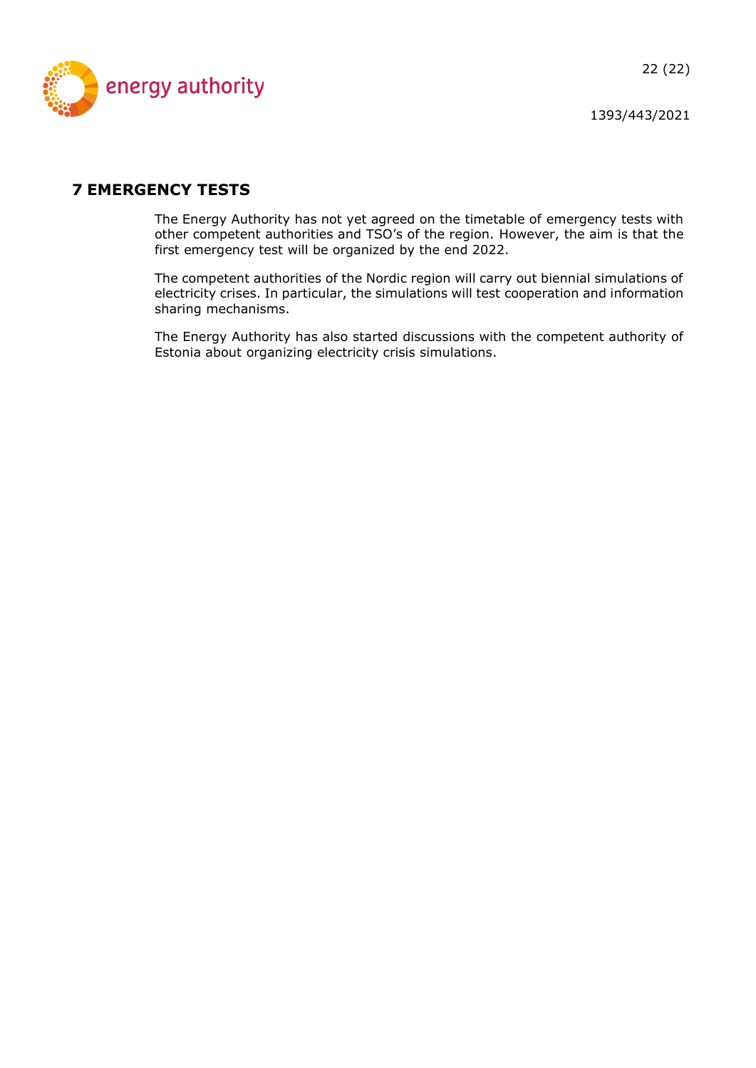# 7 EMERGENCY TESTS

The Energy Authority has not yet agreed on the timetable of emergency tests with other competent authorities and TSO's of the region. However, the aim is that the first emergency test will be organized by the end 2022.

The competent authorities of the Nordic region will carry out biennial simulations of electricity crises. In particular, the simulations will test cooperation and information sharing mechanisms.

The Energy Authority has also started discussions with the competent authority of Estonia about organizing electricity crisis simulations.